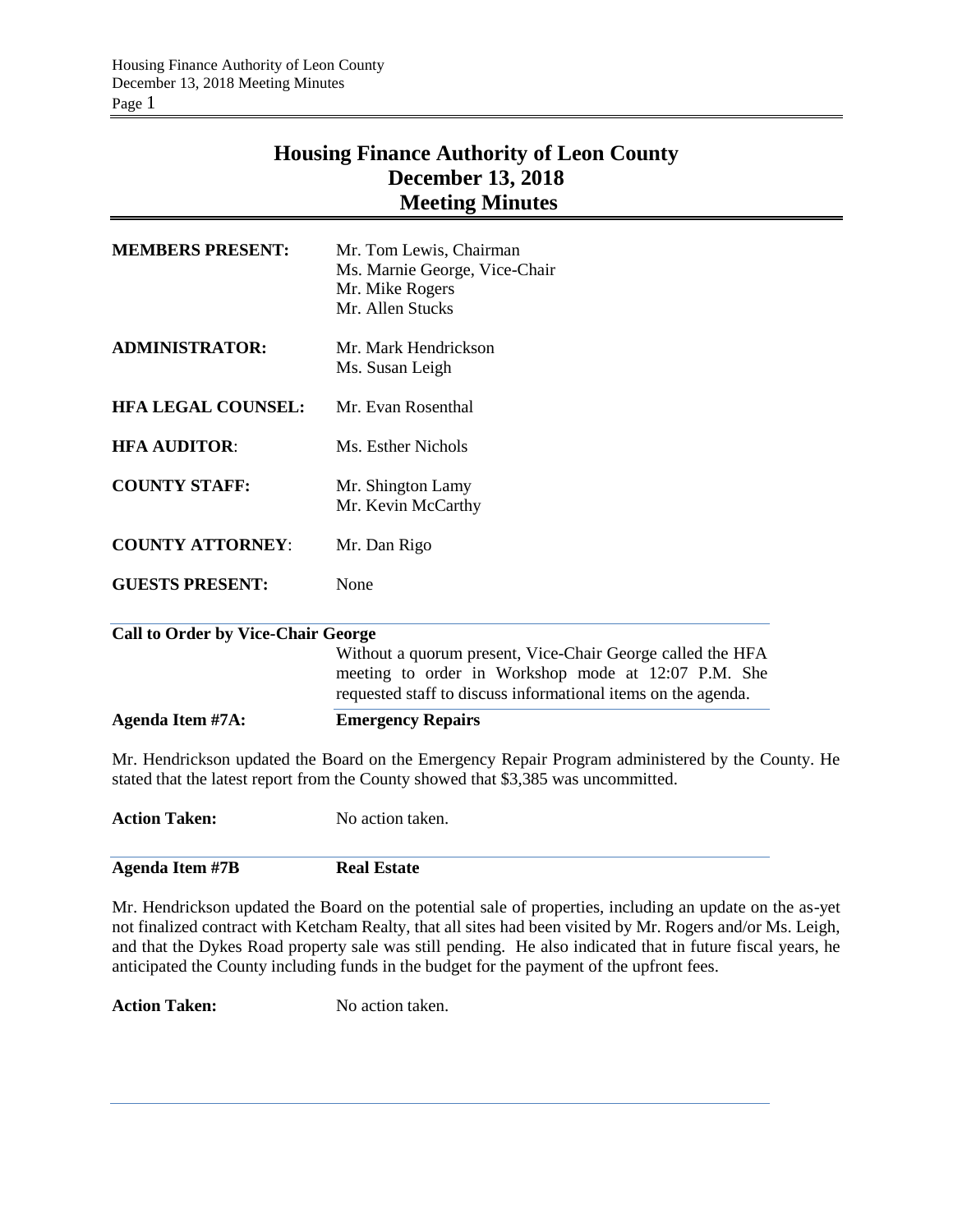# Housing Finance Authority of Leon County
## December 13, 2018
## Meeting Minutes

| | |
|---|---|
| **MEMBERS PRESENT:** | Mr. Tom Lewis, Chairman<br>Ms. Marnie George, Vice-Chair<br>Mr. Mike Rogers<br>Mr. Allen Stucks |
| **ADMINISTRATOR:** | Mr. Mark Hendrickson<br>Ms. Susan Leigh |
| **HFA LEGAL COUNSEL:** | Mr. Evan Rosenthal |
| **HFA AUDITOR:** | Ms. Esther Nichols |
| **COUNTY STAFF:** | Mr. Shington Lamy<br>Mr. Kevin McCarthy |
| **COUNTY ATTORNEY:** | Mr. Dan Rigo |
| **GUESTS PRESENT:** | None |

**Call to Order by Vice-Chair George**

Without a quorum present, Vice-Chair George called the HFA meeting to order in Workshop mode at 12:07 P.M. She requested staff to discuss informational items on the agenda.

**Agenda Item #7A:** **Emergency Repairs**

Mr. Hendrickson updated the Board on the Emergency Repair Program administered by the County. He stated that the latest report from the County showed that $3,385 was uncommitted.

**Action Taken:** No action taken.

**Agenda Item #7B** **Real Estate**

Mr. Hendrickson updated the Board on the potential sale of properties, including an update on the as-yet not finalized contract with Ketcham Realty, that all sites had been visited by Mr. Rogers and/or Ms. Leigh, and that the Dykes Road property sale was still pending. He also indicated that in future fiscal years, he anticipated the County including funds in the budget for the payment of the upfront fees.

**Action Taken:** No action taken.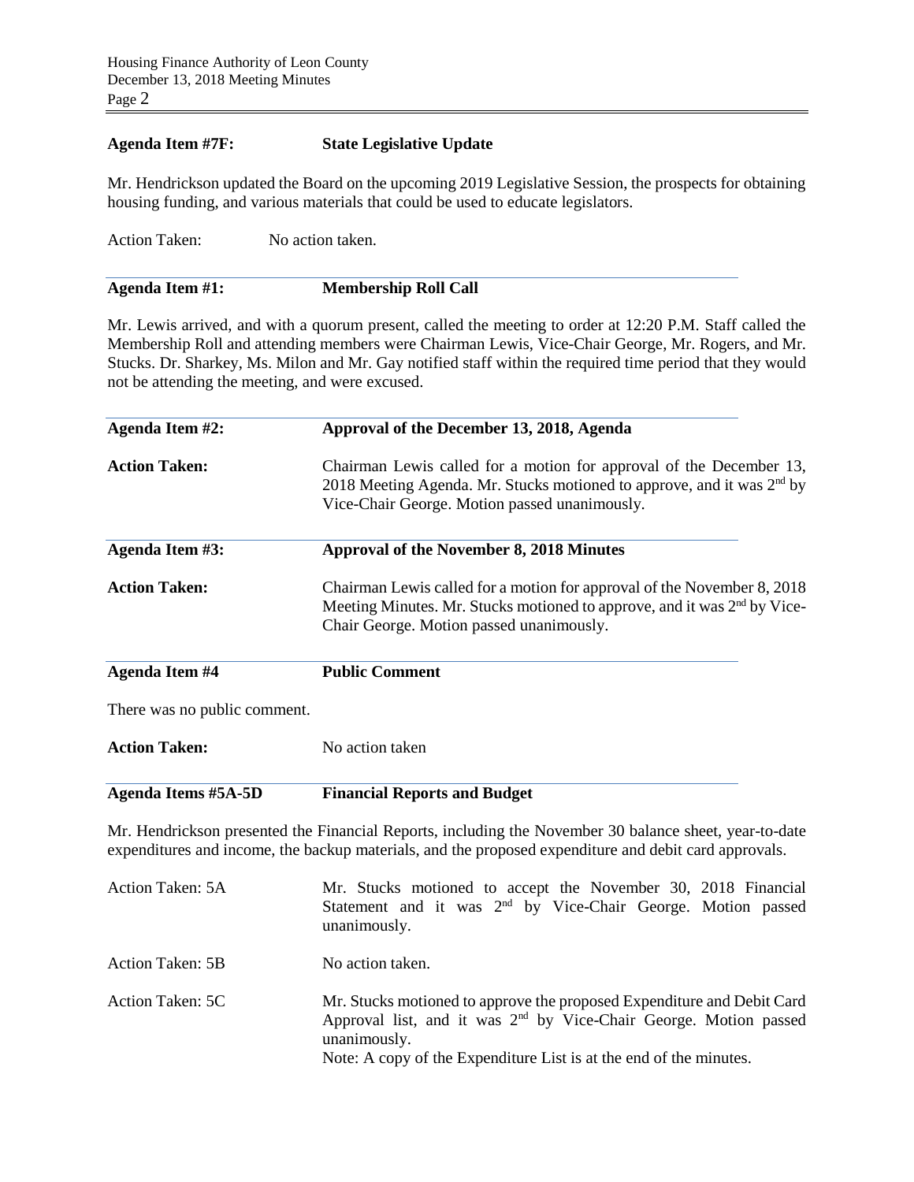**Agenda Item #7F: State Legislative Update**

Mr. Hendrickson updated the Board on the upcoming 2019 Legislative Session, the prospects for obtaining housing funding, and various materials that could be used to educate legislators.

Action Taken: No action taken.

**Agenda Item #1: Membership Roll Call**

Mr. Lewis arrived, and with a quorum present, called the meeting to order at 12:20 P.M. Staff called the Membership Roll and attending members were Chairman Lewis, Vice-Chair George, Mr. Rogers, and Mr. Stucks. Dr. Sharkey, Ms. Milon and Mr. Gay notified staff within the required time period that they would not be attending the meeting, and were excused.

**Agenda Item #2: Approval of the December 13, 2018, Agenda**

**Action Taken:** Chairman Lewis called for a motion for approval of the December 13, 2018 Meeting Agenda. Mr. Stucks motioned to approve, and it was 2nd by Vice-Chair George. Motion passed unanimously.

**Agenda Item #3: Approval of the November 8, 2018 Minutes**

**Action Taken:** Chairman Lewis called for a motion for approval of the November 8, 2018 Meeting Minutes. Mr. Stucks motioned to approve, and it was 2nd by Vice-Chair George. Motion passed unanimously.

**Agenda Item #4 Public Comment**

There was no public comment.

**Action Taken:** No action taken

**Agenda Items #5A-5D Financial Reports and Budget**

Mr. Hendrickson presented the Financial Reports, including the November 30 balance sheet, year-to-date expenditures and income, the backup materials, and the proposed expenditure and debit card approvals.

Action Taken: 5A — Mr. Stucks motioned to accept the November 30, 2018 Financial Statement and it was 2nd by Vice-Chair George. Motion passed unanimously.

Action Taken: 5B — No action taken.

Action Taken: 5C — Mr. Stucks motioned to approve the proposed Expenditure and Debit Card Approval list, and it was 2nd by Vice-Chair George. Motion passed unanimously.
Note: A copy of the Expenditure List is at the end of the minutes.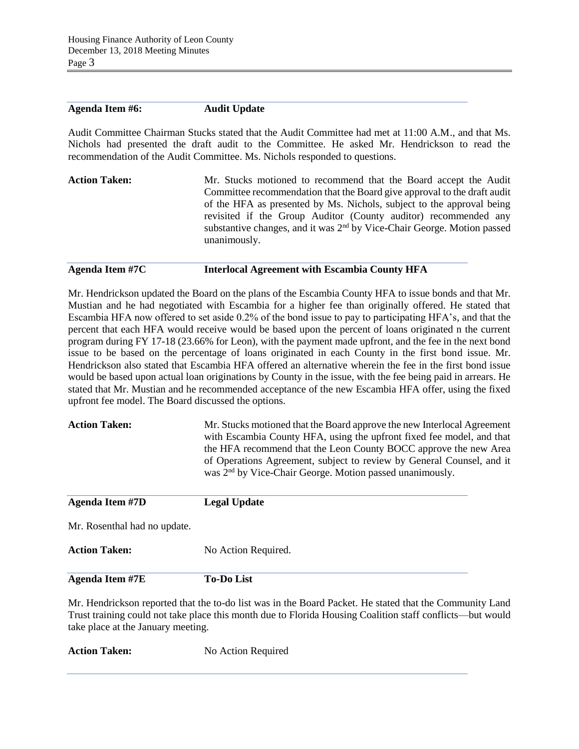**Agenda Item #6: Audit Update**

Audit Committee Chairman Stucks stated that the Audit Committee had met at 11:00 A.M., and that Ms. Nichols had presented the draft audit to the Committee. He asked Mr. Hendrickson to read the recommendation of the Audit Committee. Ms. Nichols responded to questions.

**Action Taken:** Mr. Stucks motioned to recommend that the Board accept the Audit Committee recommendation that the Board give approval to the draft audit of the HFA as presented by Ms. Nichols, subject to the approval being revisited if the Group Auditor (County auditor) recommended any substantive changes, and it was 2nd by Vice-Chair George. Motion passed unanimously.

**Agenda Item #7C Interlocal Agreement with Escambia County HFA**

Mr. Hendrickson updated the Board on the plans of the Escambia County HFA to issue bonds and that Mr. Mustian and he had negotiated with Escambia for a higher fee than originally offered. He stated that Escambia HFA now offered to set aside 0.2% of the bond issue to pay to participating HFA's, and that the percent that each HFA would receive would be based upon the percent of loans originated n the current program during FY 17-18 (23.66% for Leon), with the payment made upfront, and the fee in the next bond issue to be based on the percentage of loans originated in each County in the first bond issue. Mr. Hendrickson also stated that Escambia HFA offered an alternative wherein the fee in the first bond issue would be based upon actual loan originations by County in the issue, with the fee being paid in arrears. He stated that Mr. Mustian and he recommended acceptance of the new Escambia HFA offer, using the fixed upfront fee model. The Board discussed the options.

**Action Taken:** Mr. Stucks motioned that the Board approve the new Interlocal Agreement with Escambia County HFA, using the upfront fixed fee model, and that the HFA recommend that the Leon County BOCC approve the new Area of Operations Agreement, subject to review by General Counsel, and it was 2nd by Vice-Chair George. Motion passed unanimously.

**Agenda Item #7D Legal Update**

Mr. Rosenthal had no update.

**Action Taken:** No Action Required.

**Agenda Item #7E To-Do List**

Mr. Hendrickson reported that the to-do list was in the Board Packet. He stated that the Community Land Trust training could not take place this month due to Florida Housing Coalition staff conflicts—but would take place at the January meeting.

**Action Taken:** No Action Required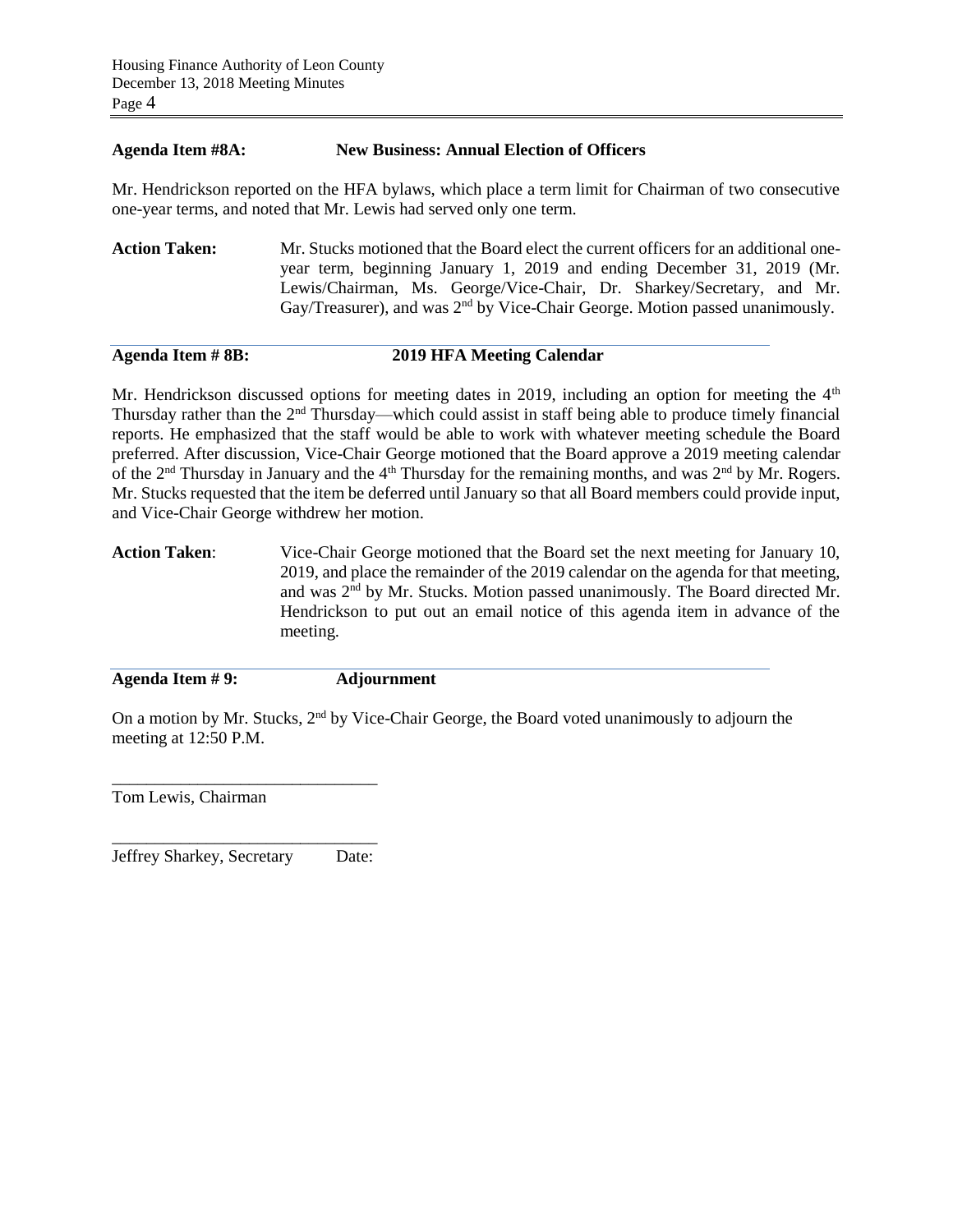**Agenda Item #8A: New Business: Annual Election of Officers**

Mr. Hendrickson reported on the HFA bylaws, which place a term limit for Chairman of two consecutive one-year terms, and noted that Mr. Lewis had served only one term.

**Action Taken:** Mr. Stucks motioned that the Board elect the current officers for an additional one-year term, beginning January 1, 2019 and ending December 31, 2019 (Mr. Lewis/Chairman, Ms. George/Vice-Chair, Dr. Sharkey/Secretary, and Mr. Gay/Treasurer), and was 2nd by Vice-Chair George. Motion passed unanimously.

**Agenda Item # 8B: 2019 HFA Meeting Calendar**

Mr. Hendrickson discussed options for meeting dates in 2019, including an option for meeting the 4th Thursday rather than the 2nd Thursday—which could assist in staff being able to produce timely financial reports. He emphasized that the staff would be able to work with whatever meeting schedule the Board preferred. After discussion, Vice-Chair George motioned that the Board approve a 2019 meeting calendar of the 2nd Thursday in January and the 4th Thursday for the remaining months, and was 2nd by Mr. Rogers. Mr. Stucks requested that the item be deferred until January so that all Board members could provide input, and Vice-Chair George withdrew her motion.

**Action Taken**: Vice-Chair George motioned that the Board set the next meeting for January 10, 2019, and place the remainder of the 2019 calendar on the agenda for that meeting, and was 2nd by Mr. Stucks. Motion passed unanimously. The Board directed Mr. Hendrickson to put out an email notice of this agenda item in advance of the meeting.

**Agenda Item # 9: Adjournment**

On a motion by Mr. Stucks, 2nd by Vice-Chair George, the Board voted unanimously to adjourn the meeting at 12:50 P.M.

_______________________________
Tom Lewis, Chairman

_______________________________
Jeffrey Sharkey, Secretary Date: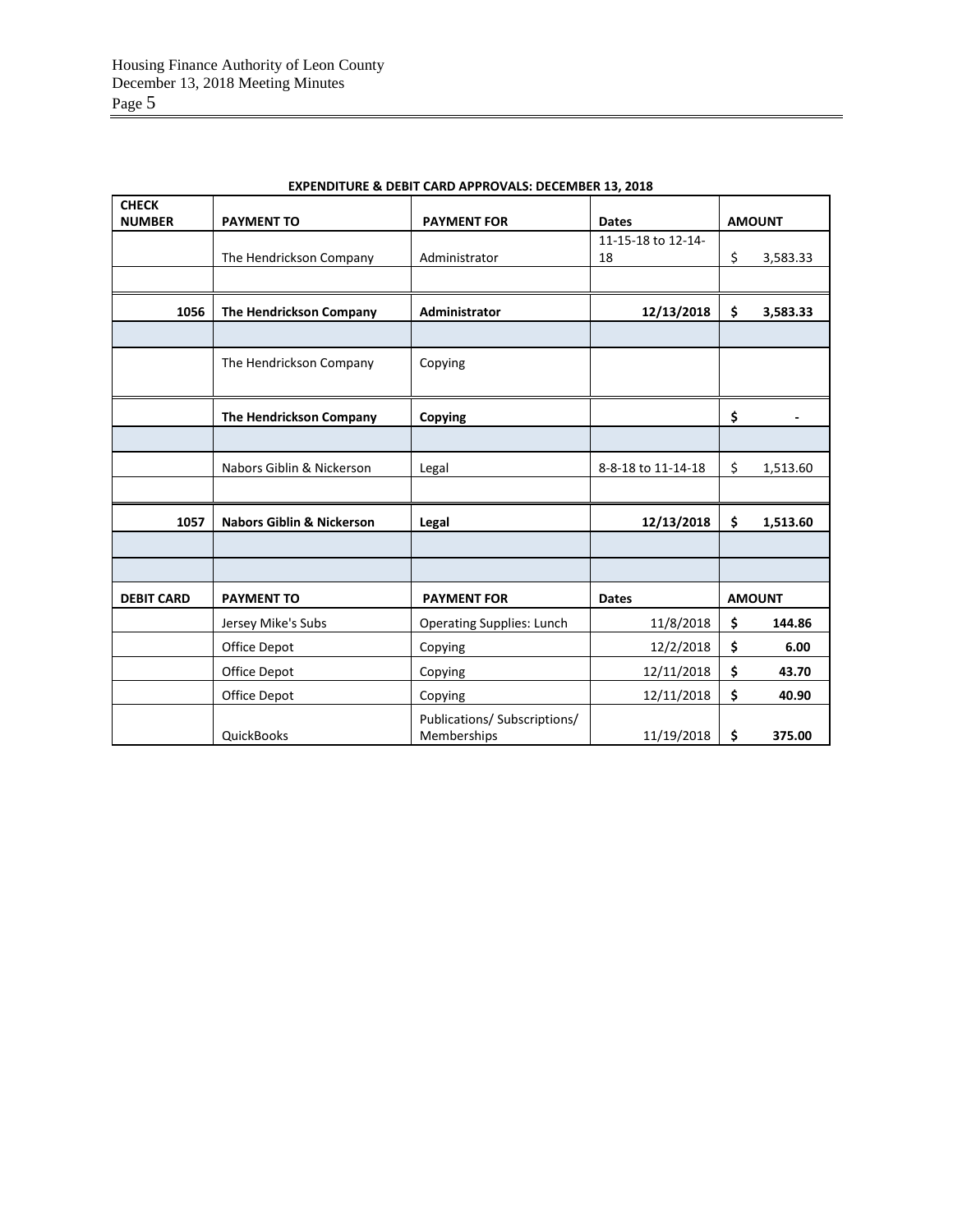**EXPENDITURE & DEBIT CARD APPROVALS: DECEMBER 13, 2018**

| CHECK NUMBER | PAYMENT TO | PAYMENT FOR | Dates | AMOUNT |
|---|---|---|---|---|
| | The Hendrickson Company | Administrator | 11-15-18 to 12-14-18 | $ 3,583.33 |
| | | | | |
| **1056** | **The Hendrickson Company** | **Administrator** | **12/13/2018** | **$ 3,583.33** |
| | | | | |
| | The Hendrickson Company | Copying | | |
| | **The Hendrickson Company** | **Copying** | | **$ -** |
| | | | | |
| | Nabors Giblin & Nickerson | Legal | 8-8-18 to 11-14-18 | $ 1,513.60 |
| | | | | |
| **1057** | **Nabors Giblin & Nickerson** | **Legal** | **12/13/2018** | **$ 1,513.60** |
| | | | | |
| | | | | |
| **DEBIT CARD** | **PAYMENT TO** | **PAYMENT FOR** | **Dates** | **AMOUNT** |
| | Jersey Mike's Subs | Operating Supplies: Lunch | 11/8/2018 | **$ 144.86** |
| | Office Depot | Copying | 12/2/2018 | **$ 6.00** |
| | Office Depot | Copying | 12/11/2018 | **$ 43.70** |
| | Office Depot | Copying | 12/11/2018 | **$ 40.90** |
| | QuickBooks | Publications/ Subscriptions/ Memberships | 11/19/2018 | **$ 375.00** |